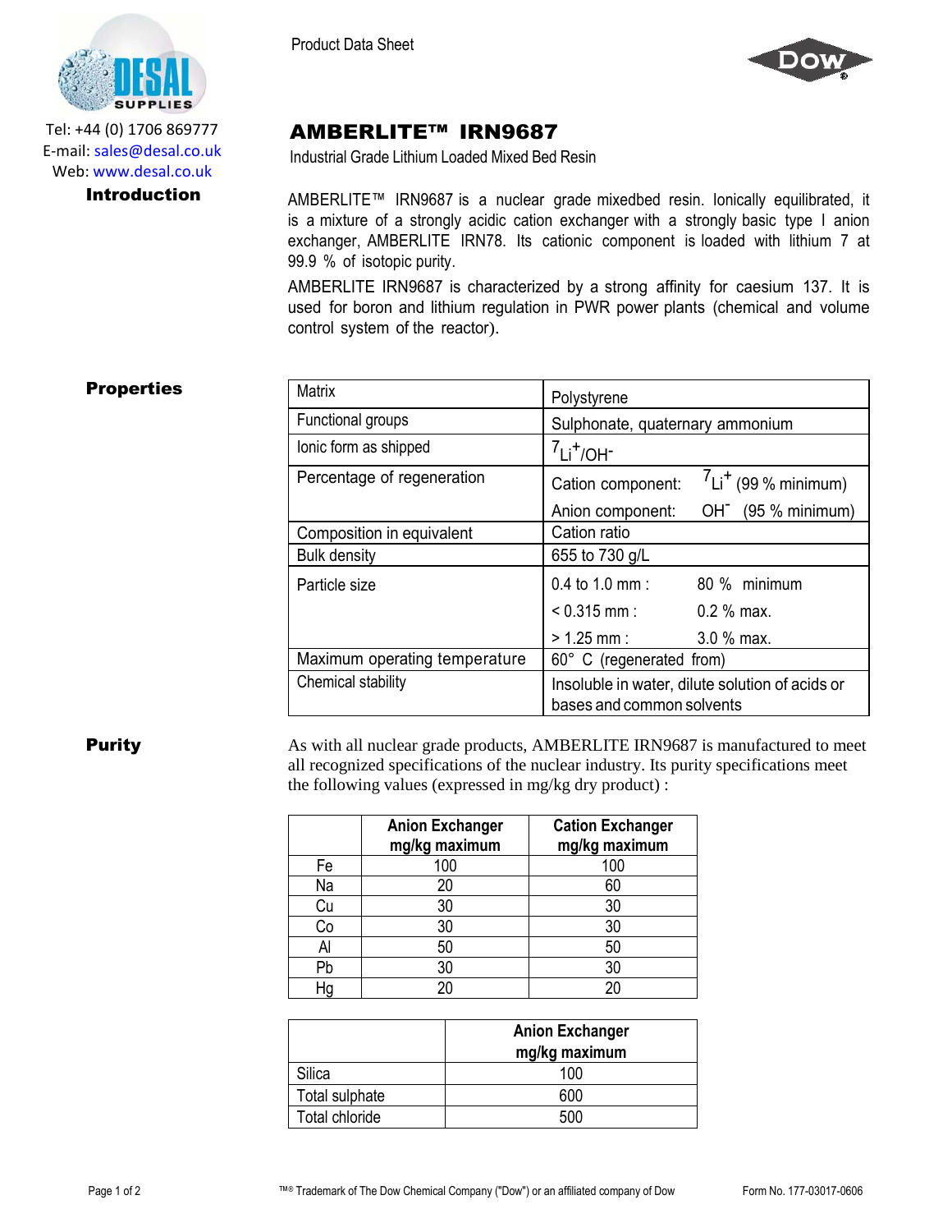Tel: +44 (0) 1706 869777
E-mail: sales@desal.co.uk
Web: www.desal.co.uk

Product Data Sheet

# AMBERLITE™ IRN9687

Industrial Grade Lithium Loaded Mixed Bed Resin

## Introduction

AMBERLITE™ IRN9687 is a nuclear grade mixedbed resin. Ionically equilibrated, it is a mixture of a strongly acidic cation exchanger with a strongly basic type I anion exchanger, AMBERLITE IRN78. Its cationic component is loaded with lithium 7 at 99.9 % of isotopic purity.

AMBERLITE IRN9687 is characterized by a strong affinity for caesium 137. It is used for boron and lithium regulation in PWR power plants (chemical and volume control system of the reactor).

## Properties

| Matrix | Polystyrene |
|---|---|
| Functional groups | Sulphonate, quaternary ammonium |
| Ionic form as shipped | $^{7}Li^{+}/OH^{-}$ |
| Percentage of regeneration | Cation component: $^{7}Li^{+}$ (99 % minimum)<br>Anion component: $OH^{-}$ (95 % minimum) |
| Composition in equivalent | Cation ratio |
| Bulk density | 655 to 730 g/L |
| Particle size | 0.4 to 1.0 mm : 80 % minimum<br>< 0.315 mm : 0.2 % max.<br>> 1.25 mm : 3.0 % max. |
| Maximum operating temperature | 60° C (regenerated from) |
| Chemical stability | Insoluble in water, dilute solution of acids or bases and common solvents |

## Purity

As with all nuclear grade products, AMBERLITE IRN9687 is manufactured to meet all recognized specifications of the nuclear industry. Its purity specifications meet the following values (expressed in mg/kg dry product) :

| | Anion Exchanger mg/kg maximum | Cation Exchanger mg/kg maximum |
|---|---|---|
| Fe | 100 | 100 |
| Na | 20 | 60 |
| Cu | 30 | 30 |
| Co | 30 | 30 |
| Al | 50 | 50 |
| Pb | 30 | 30 |
| Hg | 20 | 20 |

| | Anion Exchanger mg/kg maximum |
|---|---|
| Silica | 100 |
| Total sulphate | 600 |
| Total chloride | 500 |

™® Trademark of The Dow Chemical Company ("Dow") or an affiliated company of Dow

Form No. 177-03017-0606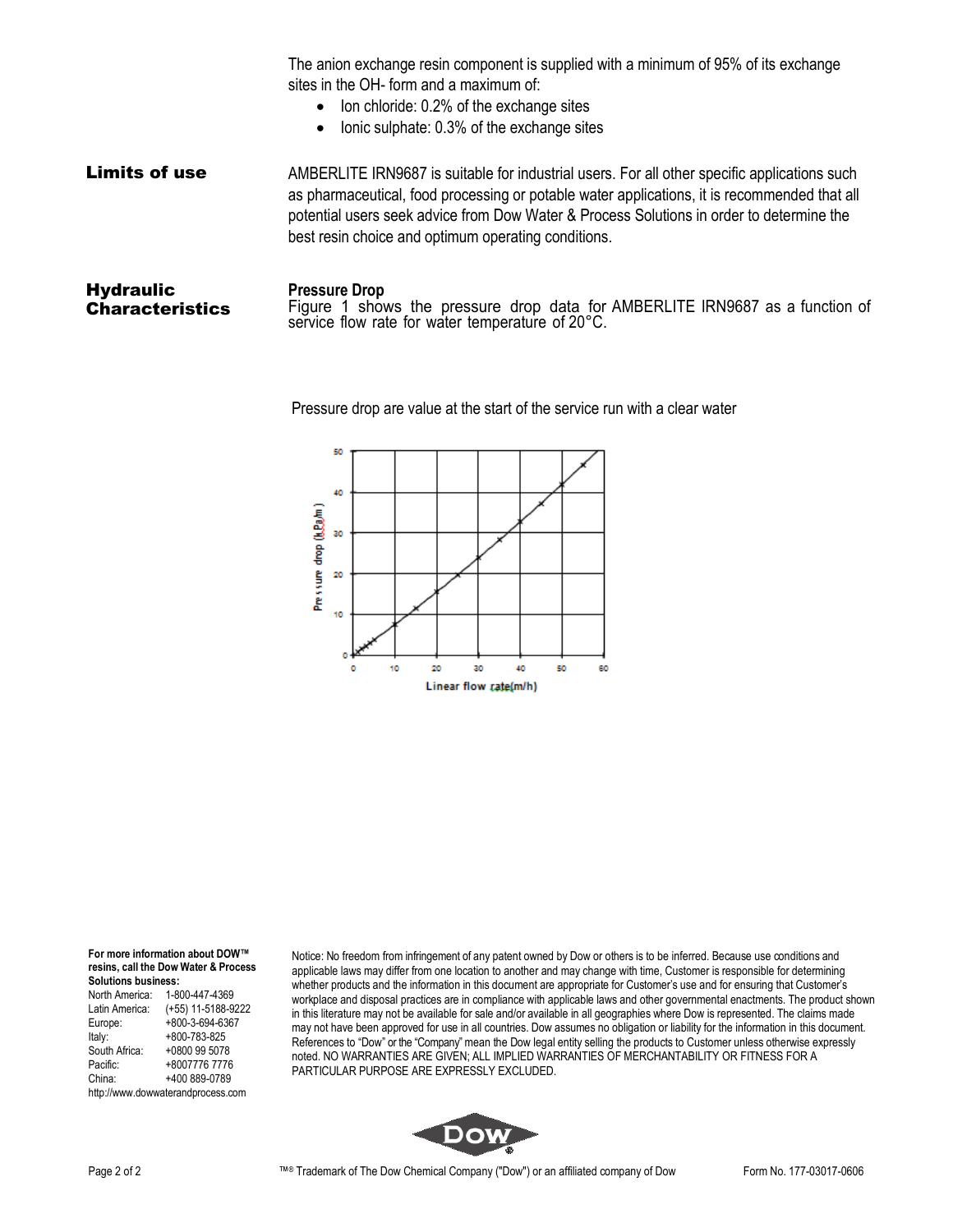The anion exchange resin component is supplied with a minimum of 95% of its exchange sites in the OH- form and a maximum of:

- Ion chloride: 0.2% of the exchange sites
- Ionic sulphate: 0.3% of the exchange sites

## Limits of use

AMBERLITE IRN9687 is suitable for industrial users. For all other specific applications such as pharmaceutical, food processing or potable water applications, it is recommended that all potential users seek advice from Dow Water & Process Solutions in order to determine the best resin choice and optimum operating conditions.

## Hydraulic Characteristics

**Pressure Drop**

Figure 1 shows the pressure drop data for AMBERLITE IRN9687 as a function of service flow rate for water temperature of 20°C.

Pressure drop are value at the start of the service run with a clear water

Pressure drop (kPa/m)

0
10
20
30
40
50

0
10
20
30
40
50
60

Linear flow rate(m/h)

**For more information about DOW™ resins, call the Dow Water & Process Solutions business:**

North America: 1-800-447-4369
Latin America: (+55) 11-5188-9222
Europe: +800-3-694-6367
Italy: +800-783-825
South Africa: +0800 99 5078
Pacific: +8007776 7776
China: +400 889-0789
http://www.dowwaterandprocess.com

Notice: No freedom from infringement of any patent owned by Dow or others is to be inferred. Because use conditions and applicable laws may differ from one location to another and may change with time, Customer is responsible for determining whether products and the information in this document are appropriate for Customer's use and for ensuring that Customer's workplace and disposal practices are in compliance with applicable laws and other governmental enactments. The product shown in this literature may not be available for sale and/or available in all geographies where Dow is represented. The claims made may not have been approved for use in all countries. Dow assumes no obligation or liability for the information in this document. References to "Dow" or the "Company" mean the Dow legal entity selling the products to Customer unless otherwise expressly noted. NO WARRANTIES ARE GIVEN; ALL IMPLIED WARRANTIES OF MERCHANTABILITY OR FITNESS FOR A PARTICULAR PURPOSE ARE EXPRESSLY EXCLUDED.

™® Trademark of The Dow Chemical Company ("Dow") or an affiliated company of Dow

Form No. 177-03017-0606